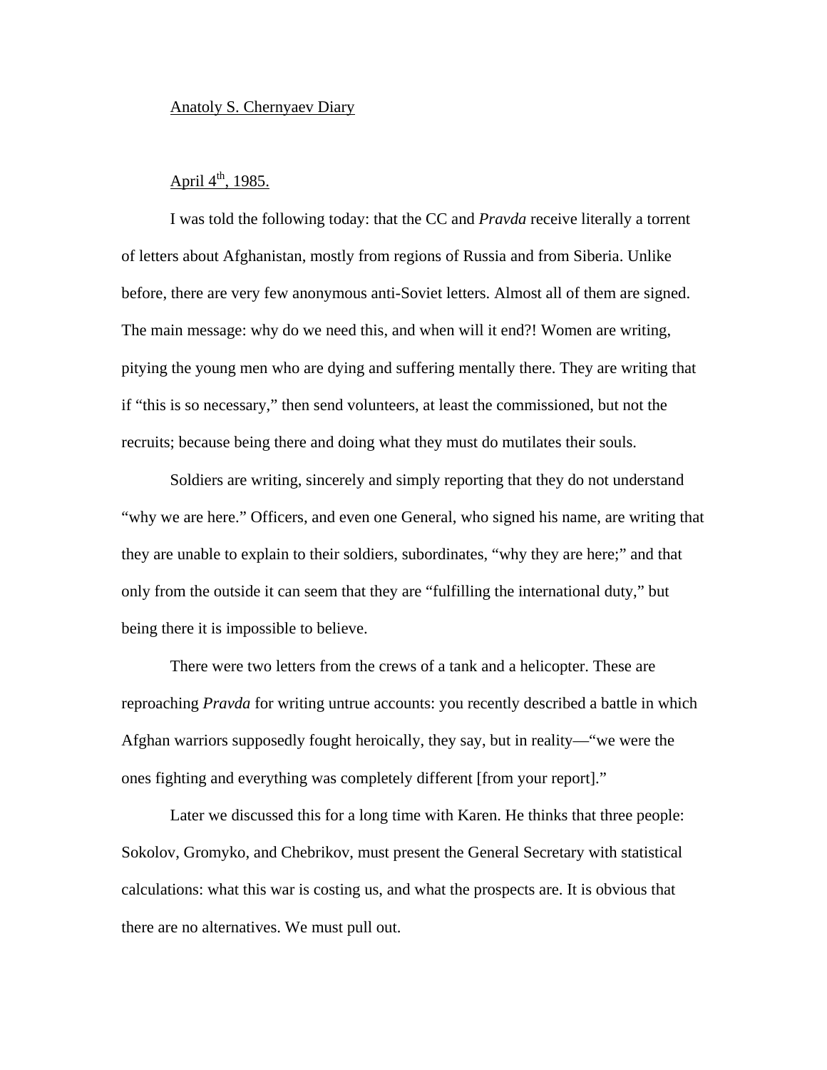Anatoly S. Chernyaev Diary

April 4th, 1985.

I was told the following today: that the CC and *Pravda* receive literally a torrent of letters about Afghanistan, mostly from regions of Russia and from Siberia. Unlike before, there are very few anonymous anti-Soviet letters. Almost all of them are signed. The main message: why do we need this, and when will it end?! Women are writing, pitying the young men who are dying and suffering mentally there. They are writing that if "this is so necessary," then send volunteers, at least the commissioned, but not the recruits; because being there and doing what they must do mutilates their souls.

Soldiers are writing, sincerely and simply reporting that they do not understand "why we are here." Officers, and even one General, who signed his name, are writing that they are unable to explain to their soldiers, subordinates, "why they are here;" and that only from the outside it can seem that they are "fulfilling the international duty," but being there it is impossible to believe.

There were two letters from the crews of a tank and a helicopter. These are reproaching *Pravda* for writing untrue accounts: you recently described a battle in which Afghan warriors supposedly fought heroically, they say, but in reality—"we were the ones fighting and everything was completely different [from your report]."

Later we discussed this for a long time with Karen. He thinks that three people: Sokolov, Gromyko, and Chebrikov, must present the General Secretary with statistical calculations: what this war is costing us, and what the prospects are. It is obvious that there are no alternatives. We must pull out.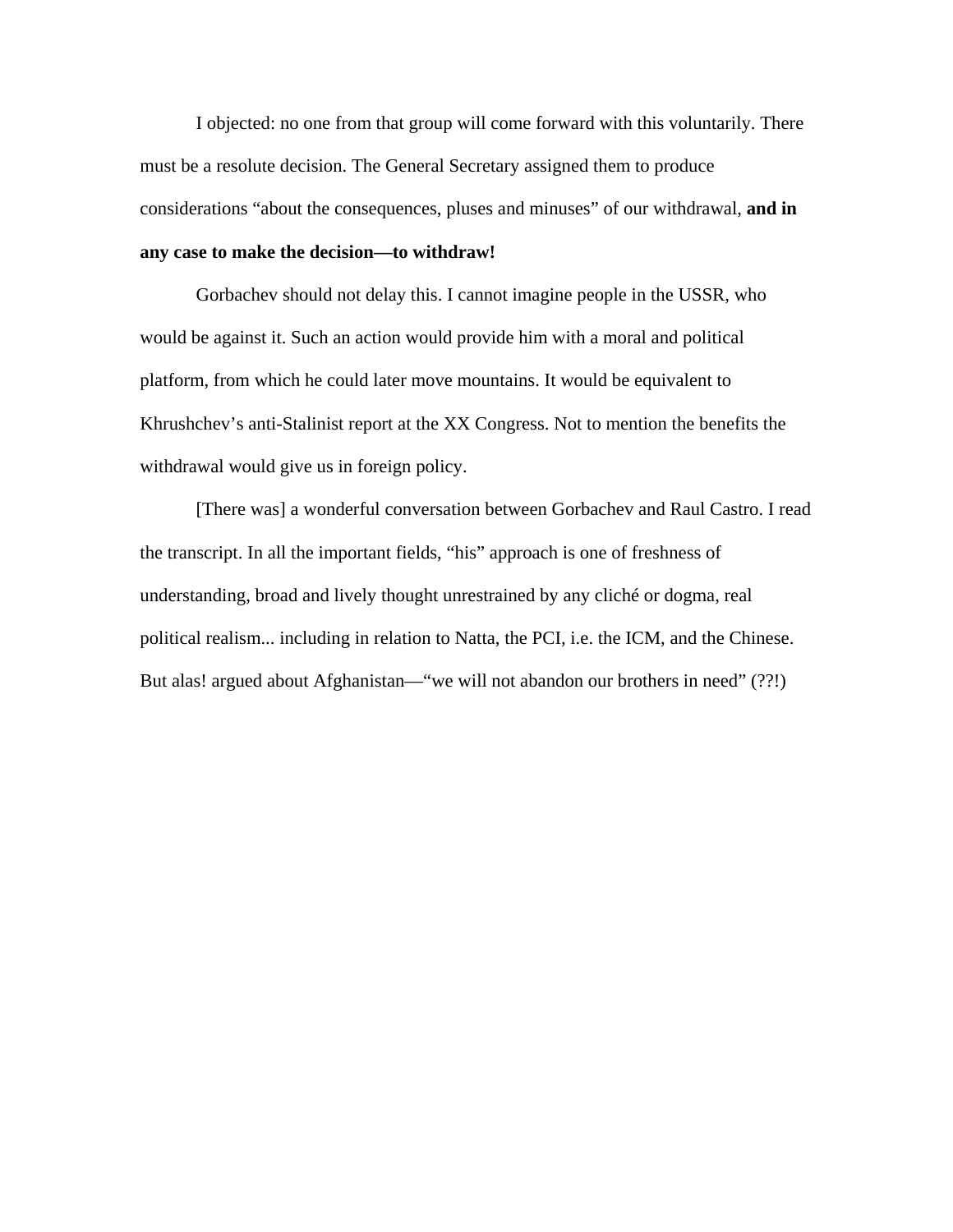I objected: no one from that group will come forward with this voluntarily. There must be a resolute decision. The General Secretary assigned them to produce considerations "about the consequences, pluses and minuses" of our withdrawal, **and in any case to make the decision—to withdraw!**

Gorbachev should not delay this. I cannot imagine people in the USSR, who would be against it. Such an action would provide him with a moral and political platform, from which he could later move mountains. It would be equivalent to Khrushchev's anti-Stalinist report at the XX Congress. Not to mention the benefits the withdrawal would give us in foreign policy.

[There was] a wonderful conversation between Gorbachev and Raul Castro. I read the transcript. In all the important fields, "his" approach is one of freshness of understanding, broad and lively thought unrestrained by any cliché or dogma, real political realism... including in relation to Natta, the PCI, i.e. the ICM, and the Chinese. But alas! argued about Afghanistan—"we will not abandon our brothers in need" (??!)